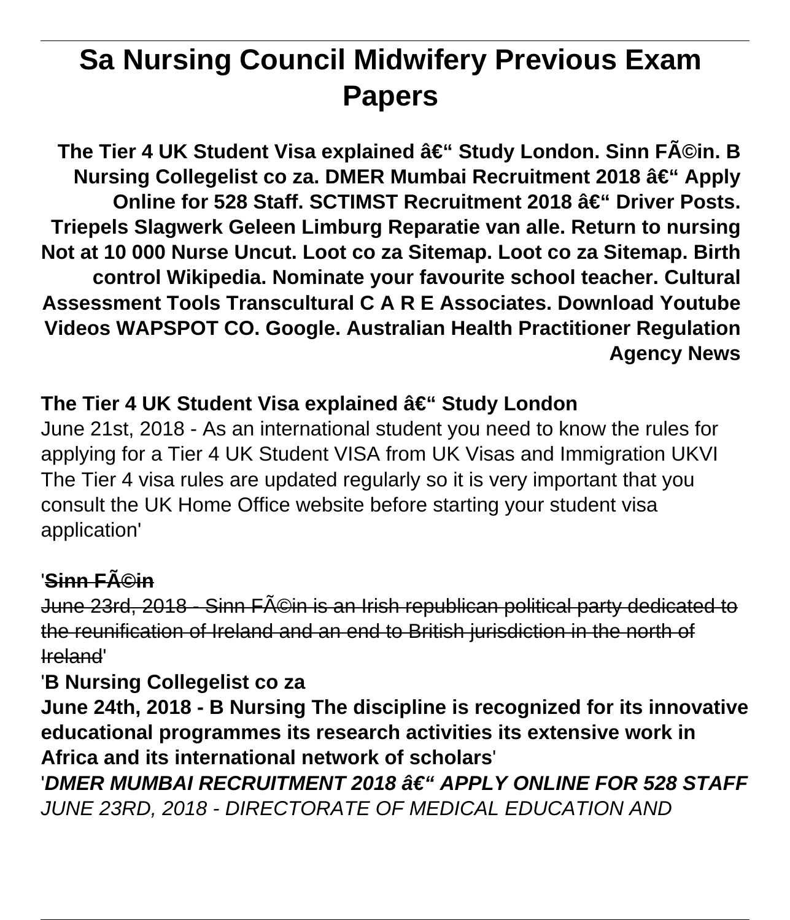# Sa Nursing Council Midwifery Previous Exam Papers

**The Tier 4 UK Student Visa explained â€“ Study London. Sinn FÃ©in. B Nursing Collegelist co za. DMER Mumbai Recruitment 2018 â€“ Apply Online for 528 Staff. SCTIMST Recruitment 2018 â€“ Driver Posts. Triepels Slagwerk Geleen Limburg Reparatie van alle. Return to nursing Not at 10 000 Nurse Uncut. Loot co za Sitemap. Loot co za Sitemap. Birth control Wikipedia. Nominate your favourite school teacher. Cultural Assessment Tools Transcultural C A R E Associates. Download Youtube Videos WAPSPOT CO. Google. Australian Health Practitioner Regulation Agency News**

## The Tier 4 UK Student Visa explained â€“ Study London

June 21st, 2018 - As an international student you need to know the rules for applying for a Tier 4 UK Student VISA from UK Visas and Immigration UKVI The Tier 4 visa rules are updated regularly so it is very important that you consult the UK Home Office website before starting your student visa application'

'~~**Sinn FÃ©in**~~

~~June 23rd, 2018 - Sinn FÃ©in is an Irish republican political party dedicated to the reunification of Ireland and an end to British jurisdiction in the north of Ireland~~'

'**B Nursing Collegelist co za**

**June 24th, 2018 - B Nursing The discipline is recognized for its innovative educational programmes its research activities its extensive work in Africa and its international network of scholars**'

'***DMER MUMBAI RECRUITMENT 2018 â€“ APPLY ONLINE FOR 528 STAFF***

*JUNE 23RD, 2018 - DIRECTORATE OF MEDICAL EDUCATION AND*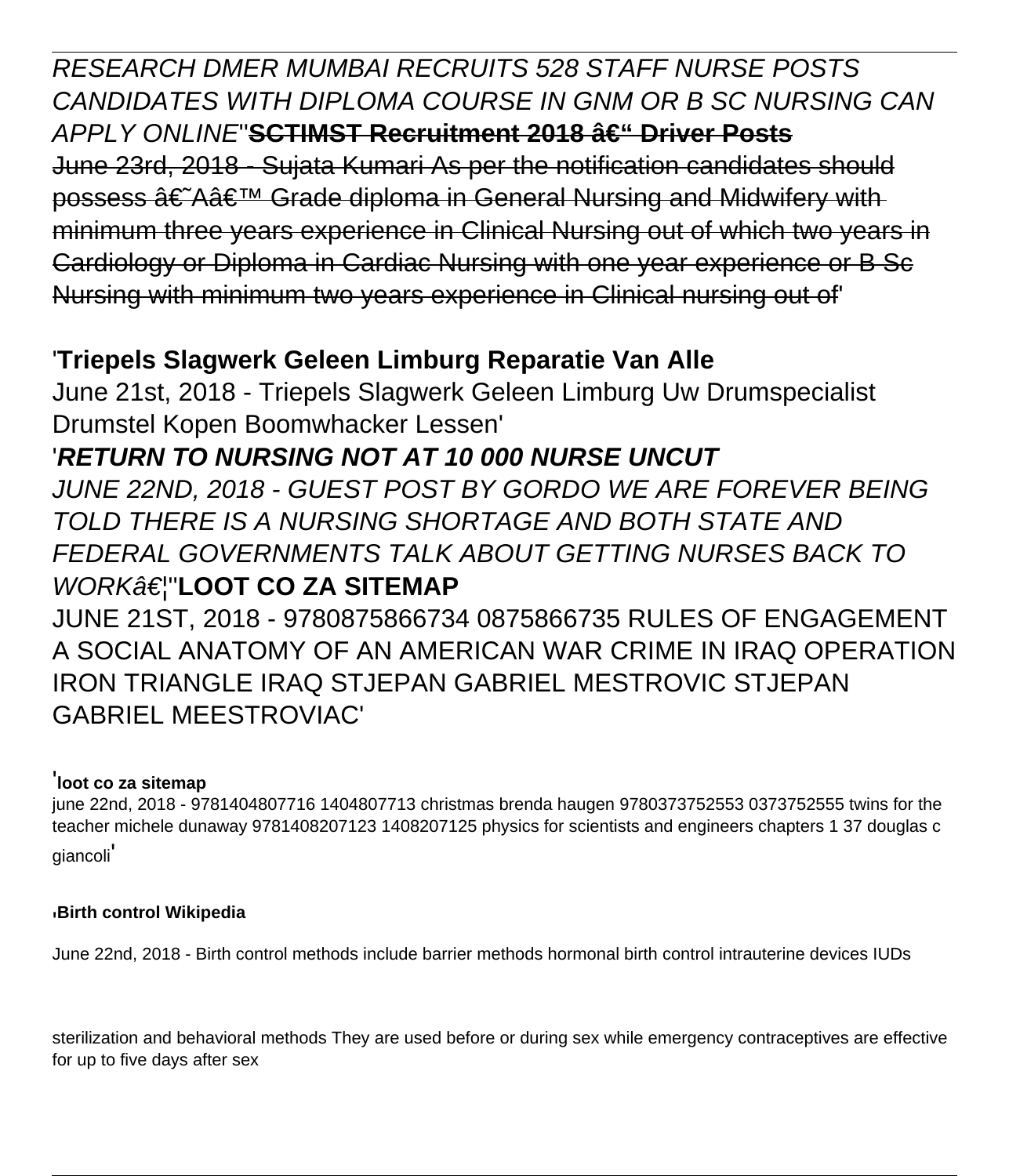*RESEARCH DMER MUMBAI RECRUITS 528 STAFF NURSE POSTS CANDIDATES WITH DIPLOMA COURSE IN GNM OR B SC NURSING CAN APPLY ONLINE*''~~**SCTIMST Recruitment 2018 â€“ Driver Posts**~~

~~June 23rd, 2018 - Sujata Kumari As per the notification candidates should possess â€˜Aâ€™ Grade diploma in General Nursing and Midwifery with minimum three years experience in Clinical Nursing out of which two years in Cardiology or Diploma in Cardiac Nursing with one year experience or B Sc Nursing with minimum two years experience in Clinical nursing out of'~~

'**Triepels Slagwerk Geleen Limburg Reparatie Van Alle**

June 21st, 2018 - Triepels Slagwerk Geleen Limburg Uw Drumspecialist Drumstel Kopen Boomwhacker Lessen'

'***RETURN TO NURSING NOT AT 10 000 NURSE UNCUT***

*JUNE 22ND, 2018 - GUEST POST BY GORDO WE ARE FOREVER BEING TOLD THERE IS A NURSING SHORTAGE AND BOTH STATE AND FEDERAL GOVERNMENTS TALK ABOUT GETTING NURSES BACK TO WORKâ€¦*''**LOOT CO ZA SITEMAP**

JUNE 21ST, 2018 - 9780875866734 0875866735 RULES OF ENGAGEMENT A SOCIAL ANATOMY OF AN AMERICAN WAR CRIME IN IRAQ OPERATION IRON TRIANGLE IRAQ STJEPAN GABRIEL MESTROVIC STJEPAN GABRIEL MEESTROVIAC'

'**loot co za sitemap**

june 22nd, 2018 - 9781404807716 1404807713 christmas brenda haugen 9780373752553 0373752555 twins for the teacher michele dunaway 9781408207123 1408207125 physics for scientists and engineers chapters 1 37 douglas c giancoli'

'**Birth control Wikipedia**

June 22nd, 2018 - Birth control methods include barrier methods hormonal birth control intrauterine devices IUDs sterilization and behavioral methods They are used before or during sex while emergency contraceptives are effective for up to five days after sex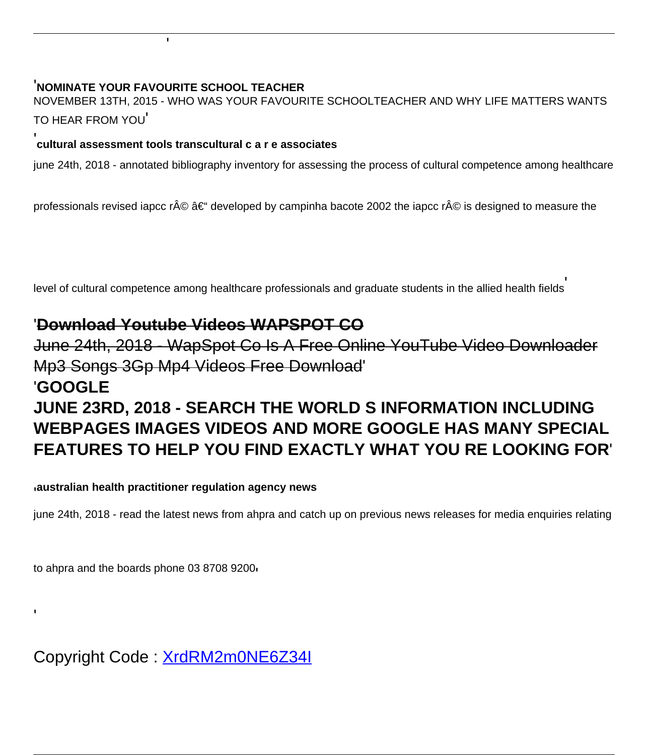'**NOMINATE YOUR FAVOURITE SCHOOL TEACHER**

NOVEMBER 13TH, 2015 - WHO WAS YOUR FAVOURITE SCHOOLTEACHER AND WHY LIFE MATTERS WANTS TO HEAR FROM YOU'

'**cultural assessment tools transcultural c a r e associates**

june 24th, 2018 - annotated bibliography inventory for assessing the process of cultural competence among healthcare professionals revised iapcc r© – developed by campinha bacote 2002 the iapcc r© is designed to measure the level of cultural competence among healthcare professionals and graduate students in the allied health fields'

'~~**Download Youtube Videos WAPSPOT CO**~~

~~June 24th, 2018 - WapSpot Co Is A Free Online YouTube Video Downloader Mp3 Songs 3Gp Mp4 Videos Free Download~~'

'**GOOGLE**

**JUNE 23RD, 2018 - SEARCH THE WORLD S INFORMATION INCLUDING WEBPAGES IMAGES VIDEOS AND MORE GOOGLE HAS MANY SPECIAL FEATURES TO HELP YOU FIND EXACTLY WHAT YOU RE LOOKING FOR**'

'**australian health practitioner regulation agency news**

june 24th, 2018 - read the latest news from ahpra and catch up on previous news releases for media enquiries relating to ahpra and the boards phone 03 8708 9200'

Copyright Code : XrdRM2m0NE6Z34I